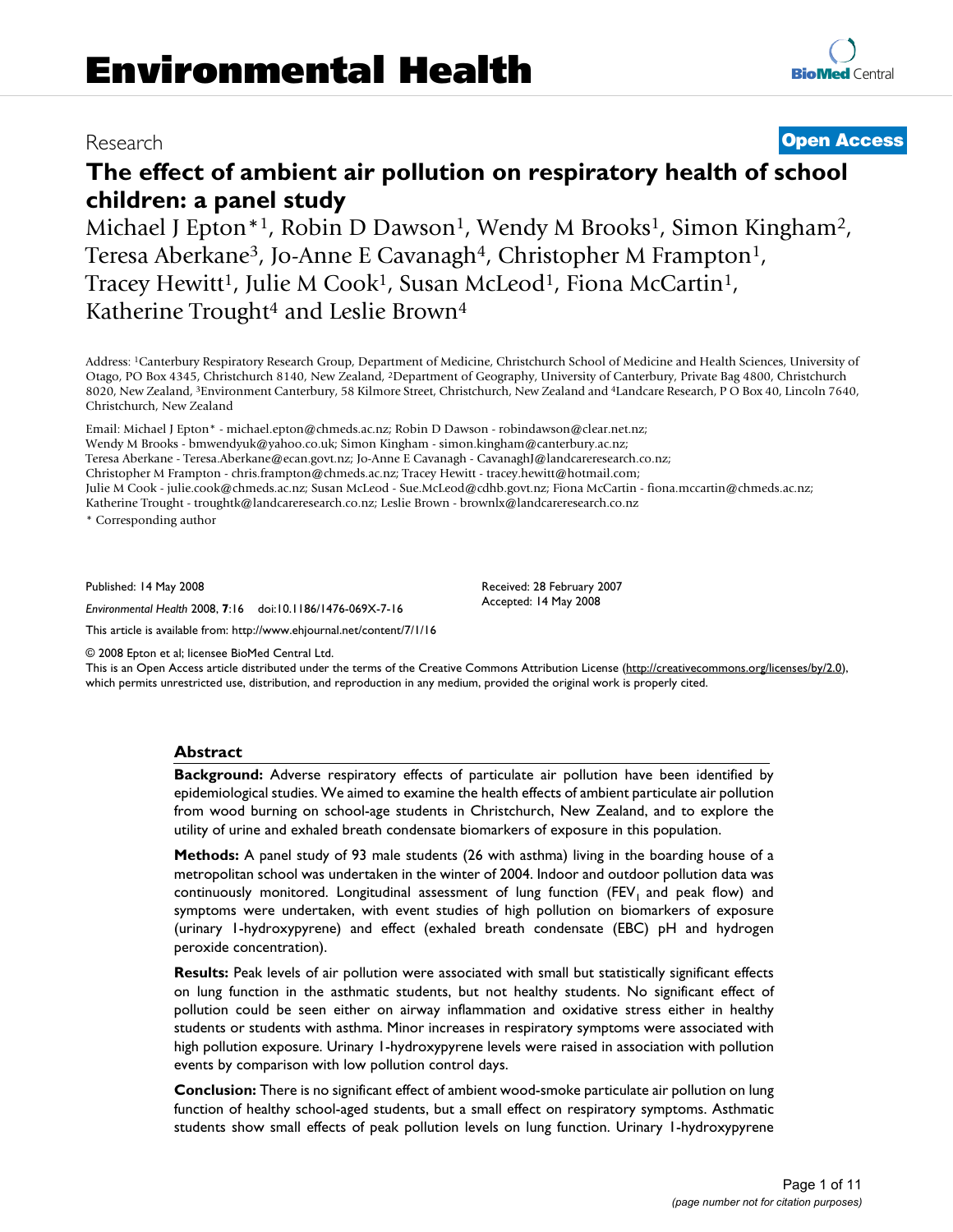# Environmental Health

Research

**Open Access**

# The effect of ambient air pollution on respiratory health of school children: a panel study

Michael J Epton*[1], Robin D Dawson[1], Wendy M Brooks[1], Simon Kingham[2], Teresa Aberkane[3], Jo-Anne E Cavanagh[4], Christopher M Frampton[1], Tracey Hewitt[1], Julie M Cook[1], Susan McLeod[1], Fiona McCartin[1], Katherine Trought[4] and Leslie Brown[4]

Address: [1]Canterbury Respiratory Research Group, Department of Medicine, Christchurch School of Medicine and Health Sciences, University of Otago, PO Box 4345, Christchurch 8140, New Zealand, [2]Department of Geography, University of Canterbury, Private Bag 4800, Christchurch 8020, New Zealand, [3]Environment Canterbury, 58 Kilmore Street, Christchurch, New Zealand and [4]Landcare Research, P O Box 40, Lincoln 7640, Christchurch, New Zealand

Email: Michael J Epton* - michael.epton@chmeds.ac.nz; Robin D Dawson - robindawson@clear.net.nz; Wendy M Brooks - bmwendyuk@yahoo.co.uk; Simon Kingham - simon.kingham@canterbury.ac.nz; Teresa Aberkane - Teresa.Aberkane@ecan.govt.nz; Jo-Anne E Cavanagh - CavanaghJ@landcareresearch.co.nz; Christopher M Frampton - chris.frampton@chmeds.ac.nz; Tracey Hewitt - tracey.hewitt@hotmail.com; Julie M Cook - julie.cook@chmeds.ac.nz; Susan McLeod - Sue.McLeod@cdhb.govt.nz; Fiona McCartin - fiona.mccartin@chmeds.ac.nz; Katherine Trought - troughtk@landcareresearch.co.nz; Leslie Brown - brownlx@landcareresearch.co.nz

\* Corresponding author

Published: 14 May 2008

*Environmental Health* 2008, **7**:16 doi:10.1186/1476-069X-7-16

Received: 28 February 2007
Accepted: 14 May 2008

This article is available from: http://www.ehjournal.net/content/7/1/16

© 2008 Epton et al; licensee BioMed Central Ltd.
This is an Open Access article distributed under the terms of the Creative Commons Attribution License (http://creativecommons.org/licenses/by/2.0), which permits unrestricted use, distribution, and reproduction in any medium, provided the original work is properly cited.

## Abstract

**Background:** Adverse respiratory effects of particulate air pollution have been identified by epidemiological studies. We aimed to examine the health effects of ambient particulate air pollution from wood burning on school-age students in Christchurch, New Zealand, and to explore the utility of urine and exhaled breath condensate biomarkers of exposure in this population.

**Methods:** A panel study of 93 male students (26 with asthma) living in the boarding house of a metropolitan school was undertaken in the winter of 2004. Indoor and outdoor pollution data was continuously monitored. Longitudinal assessment of lung function ($FEV_1$ and peak flow) and symptoms were undertaken, with event studies of high pollution on biomarkers of exposure (urinary 1-hydroxypyrene) and effect (exhaled breath condensate (EBC) pH and hydrogen peroxide concentration).

**Results:** Peak levels of air pollution were associated with small but statistically significant effects on lung function in the asthmatic students, but not healthy students. No significant effect of pollution could be seen either on airway inflammation and oxidative stress either in healthy students or students with asthma. Minor increases in respiratory symptoms were associated with high pollution exposure. Urinary 1-hydroxypyrene levels were raised in association with pollution events by comparison with low pollution control days.

**Conclusion:** There is no significant effect of ambient wood-smoke particulate air pollution on lung function of healthy school-aged students, but a small effect on respiratory symptoms. Asthmatic students show small effects of peak pollution levels on lung function. Urinary 1-hydroxypyrene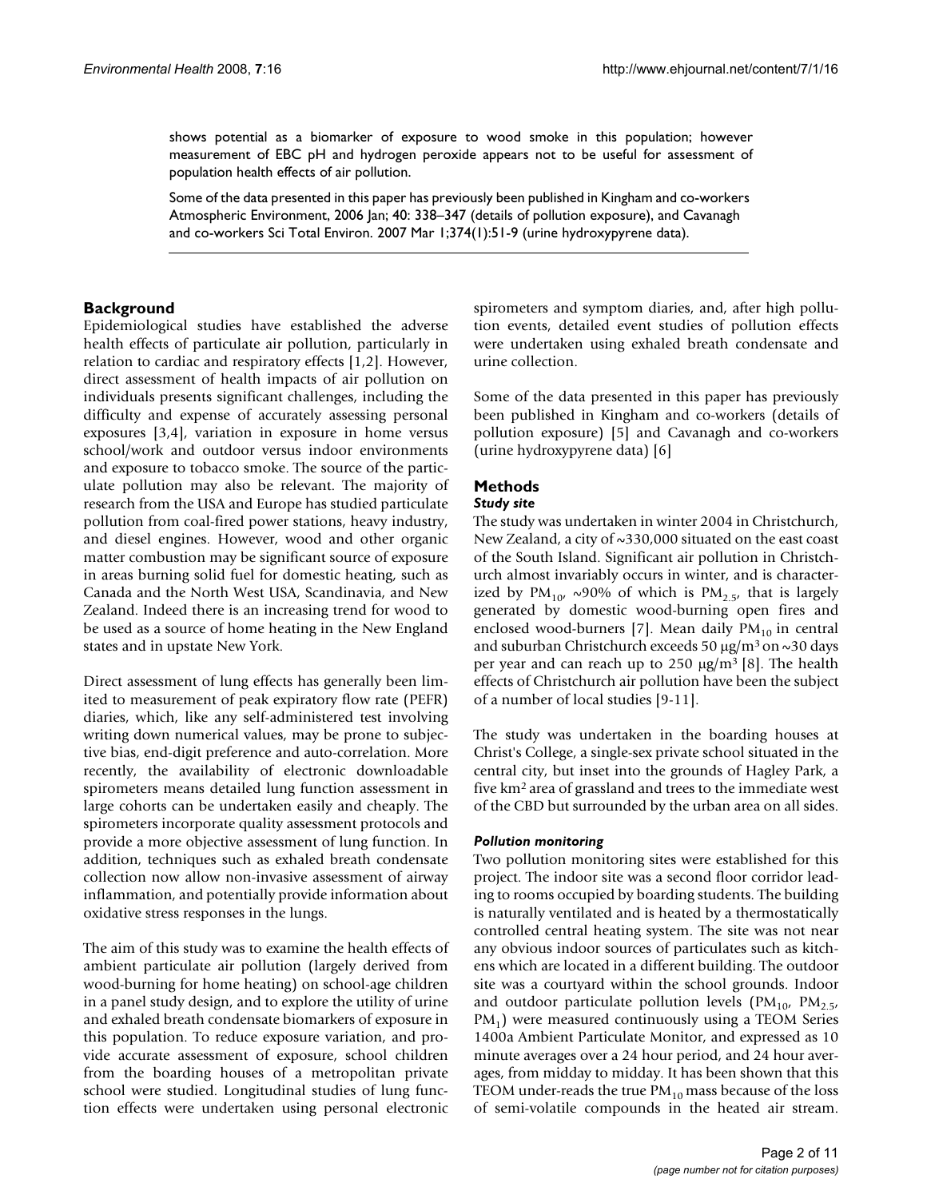shows potential as a biomarker of exposure to wood smoke in this population; however measurement of EBC pH and hydrogen peroxide appears not to be useful for assessment of population health effects of air pollution.

Some of the data presented in this paper has previously been published in Kingham and co-workers Atmospheric Environment, 2006 Jan; 40: 338–347 (details of pollution exposure), and Cavanagh and co-workers Sci Total Environ. 2007 Mar 1;374(1):51-9 (urine hydroxypyrene data).

## Background

Epidemiological studies have established the adverse health effects of particulate air pollution, particularly in relation to cardiac and respiratory effects [1,2]. However, direct assessment of health impacts of air pollution on individuals presents significant challenges, including the difficulty and expense of accurately assessing personal exposures [3,4], variation in exposure in home versus school/work and outdoor versus indoor environments and exposure to tobacco smoke. The source of the particulate pollution may also be relevant. The majority of research from the USA and Europe has studied particulate pollution from coal-fired power stations, heavy industry, and diesel engines. However, wood and other organic matter combustion may be significant source of exposure in areas burning solid fuel for domestic heating, such as Canada and the North West USA, Scandinavia, and New Zealand. Indeed there is an increasing trend for wood to be used as a source of home heating in the New England states and in upstate New York.

Direct assessment of lung effects has generally been limited to measurement of peak expiratory flow rate (PEFR) diaries, which, like any self-administered test involving writing down numerical values, may be prone to subjective bias, end-digit preference and auto-correlation. More recently, the availability of electronic downloadable spirometers means detailed lung function assessment in large cohorts can be undertaken easily and cheaply. The spirometers incorporate quality assessment protocols and provide a more objective assessment of lung function. In addition, techniques such as exhaled breath condensate collection now allow non-invasive assessment of airway inflammation, and potentially provide information about oxidative stress responses in the lungs.

The aim of this study was to examine the health effects of ambient particulate air pollution (largely derived from wood-burning for home heating) on school-age children in a panel study design, and to explore the utility of urine and exhaled breath condensate biomarkers of exposure in this population. To reduce exposure variation, and provide accurate assessment of exposure, school children from the boarding houses of a metropolitan private school were studied. Longitudinal studies of lung function effects were undertaken using personal electronic spirometers and symptom diaries, and, after high pollution events, detailed event studies of pollution effects were undertaken using exhaled breath condensate and urine collection.

Some of the data presented in this paper has previously been published in Kingham and co-workers (details of pollution exposure) [5] and Cavanagh and co-workers (urine hydroxypyrene data) [6]

## Methods

### *Study site*

The study was undertaken in winter 2004 in Christchurch, New Zealand, a city of ~330,000 situated on the east coast of the South Island. Significant air pollution in Christchurch almost invariably occurs in winter, and is characterized by $PM_{10}$, ~90% of which is $PM_{2.5}$, that is largely generated by domestic wood-burning open fires and enclosed wood-burners [7]. Mean daily $PM_{10}$ in central and suburban Christchurch exceeds 50 $\mu g/m^3$ on ~30 days per year and can reach up to 250 $\mu g/m^3$ [8]. The health effects of Christchurch air pollution have been the subject of a number of local studies [9-11].

The study was undertaken in the boarding houses at Christ's College, a single-sex private school situated in the central city, but inset into the grounds of Hagley Park, a five $km^2$ area of grassland and trees to the immediate west of the CBD but surrounded by the urban area on all sides.

### *Pollution monitoring*

Two pollution monitoring sites were established for this project. The indoor site was a second floor corridor leading to rooms occupied by boarding students. The building is naturally ventilated and is heated by a thermostatically controlled central heating system. The site was not near any obvious indoor sources of particulates such as kitchens which are located in a different building. The outdoor site was a courtyard within the school grounds. Indoor and outdoor particulate pollution levels ($PM_{10}$, $PM_{2.5}$, $PM_1$) were measured continuously using a TEOM Series 1400a Ambient Particulate Monitor, and expressed as 10 minute averages over a 24 hour period, and 24 hour averages, from midday to midday. It has been shown that this TEOM under-reads the true $PM_{10}$ mass because of the loss of semi-volatile compounds in the heated air stream.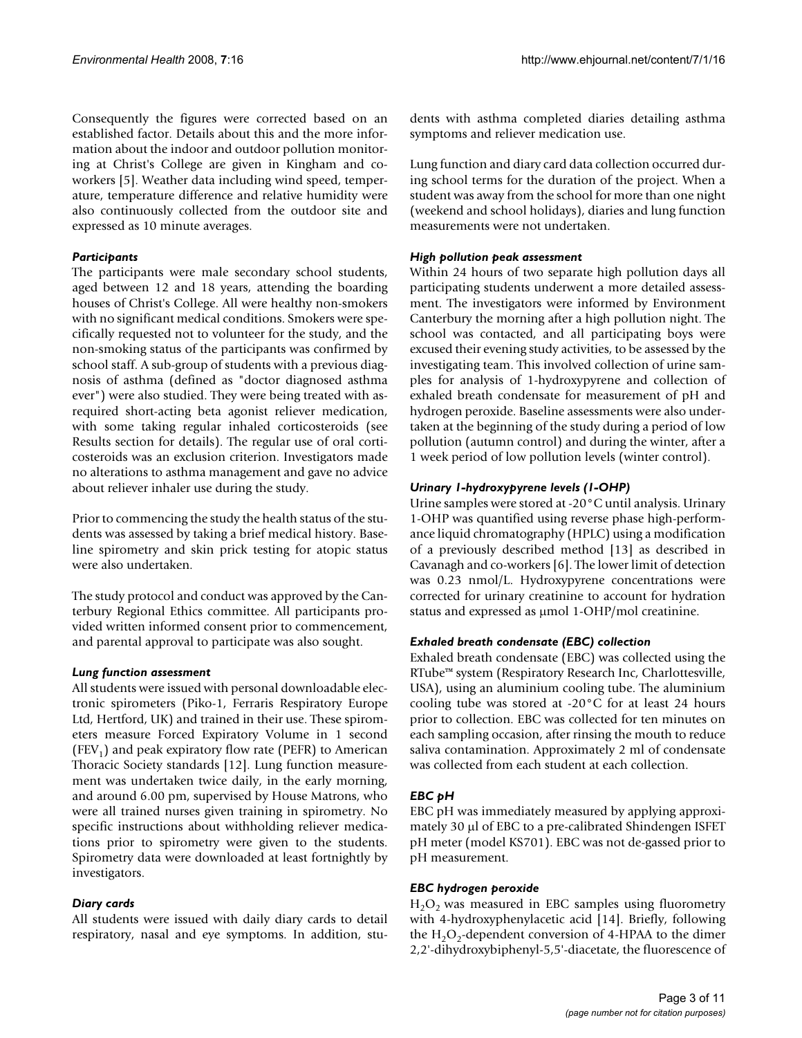Consequently the figures were corrected based on an established factor. Details about this and the more information about the indoor and outdoor pollution monitoring at Christ's College are given in Kingham and co-workers [5]. Weather data including wind speed, temperature, temperature difference and relative humidity were also continuously collected from the outdoor site and expressed as 10 minute averages.

### *Participants*

The participants were male secondary school students, aged between 12 and 18 years, attending the boarding houses of Christ's College. All were healthy non-smokers with no significant medical conditions. Smokers were specifically requested not to volunteer for the study, and the non-smoking status of the participants was confirmed by school staff. A sub-group of students with a previous diagnosis of asthma (defined as "doctor diagnosed asthma ever") were also studied. They were being treated with as-required short-acting beta agonist reliever medication, with some taking regular inhaled corticosteroids (see Results section for details). The regular use of oral corticosteroids was an exclusion criterion. Investigators made no alterations to asthma management and gave no advice about reliever inhaler use during the study.

Prior to commencing the study the health status of the students was assessed by taking a brief medical history. Baseline spirometry and skin prick testing for atopic status were also undertaken.

The study protocol and conduct was approved by the Canterbury Regional Ethics committee. All participants provided written informed consent prior to commencement, and parental approval to participate was also sought.

### *Lung function assessment*

All students were issued with personal downloadable electronic spirometers (Piko-1, Ferraris Respiratory Europe Ltd, Hertford, UK) and trained in their use. These spirometers measure Forced Expiratory Volume in 1 second ($FEV_1$) and peak expiratory flow rate (PEFR) to American Thoracic Society standards [12]. Lung function measurement was undertaken twice daily, in the early morning, and around 6.00 pm, supervised by House Matrons, who were all trained nurses given training in spirometry. No specific instructions about withholding reliever medications prior to spirometry were given to the students. Spirometry data were downloaded at least fortnightly by investigators.

### *Diary cards*

All students were issued with daily diary cards to detail respiratory, nasal and eye symptoms. In addition, students with asthma completed diaries detailing asthma symptoms and reliever medication use.

Lung function and diary card data collection occurred during school terms for the duration of the project. When a student was away from the school for more than one night (weekend and school holidays), diaries and lung function measurements were not undertaken.

### *High pollution peak assessment*

Within 24 hours of two separate high pollution days all participating students underwent a more detailed assessment. The investigators were informed by Environment Canterbury the morning after a high pollution night. The school was contacted, and all participating boys were excused their evening study activities, to be assessed by the investigating team. This involved collection of urine samples for analysis of 1-hydroxypyrene and collection of exhaled breath condensate for measurement of pH and hydrogen peroxide. Baseline assessments were also undertaken at the beginning of the study during a period of low pollution (autumn control) and during the winter, after a 1 week period of low pollution levels (winter control).

### *Urinary 1-hydroxypyrene levels (1-OHP)*

Urine samples were stored at -20°C until analysis. Urinary 1-OHP was quantified using reverse phase high-performance liquid chromatography (HPLC) using a modification of a previously described method [13] as described in Cavanagh and co-workers [6]. The lower limit of detection was 0.23 nmol/L. Hydroxypyrene concentrations were corrected for urinary creatinine to account for hydration status and expressed as μmol 1-OHP/mol creatinine.

### *Exhaled breath condensate (EBC) collection*

Exhaled breath condensate (EBC) was collected using the RTube™ system (Respiratory Research Inc, Charlottesville, USA), using an aluminium cooling tube. The aluminium cooling tube was stored at -20°C for at least 24 hours prior to collection. EBC was collected for ten minutes on each sampling occasion, after rinsing the mouth to reduce saliva contamination. Approximately 2 ml of condensate was collected from each student at each collection.

### *EBC pH*

EBC pH was immediately measured by applying approximately 30 μl of EBC to a pre-calibrated Shindengen ISFET pH meter (model KS701). EBC was not de-gassed prior to pH measurement.

### *EBC hydrogen peroxide*

$H_2O_2$ was measured in EBC samples using fluorometry with 4-hydroxyphenylacetic acid [14]. Briefly, following the $H_2O_2$-dependent conversion of 4-HPAA to the dimer 2,2'-dihydroxybiphenyl-5,5'-diacetate, the fluorescence of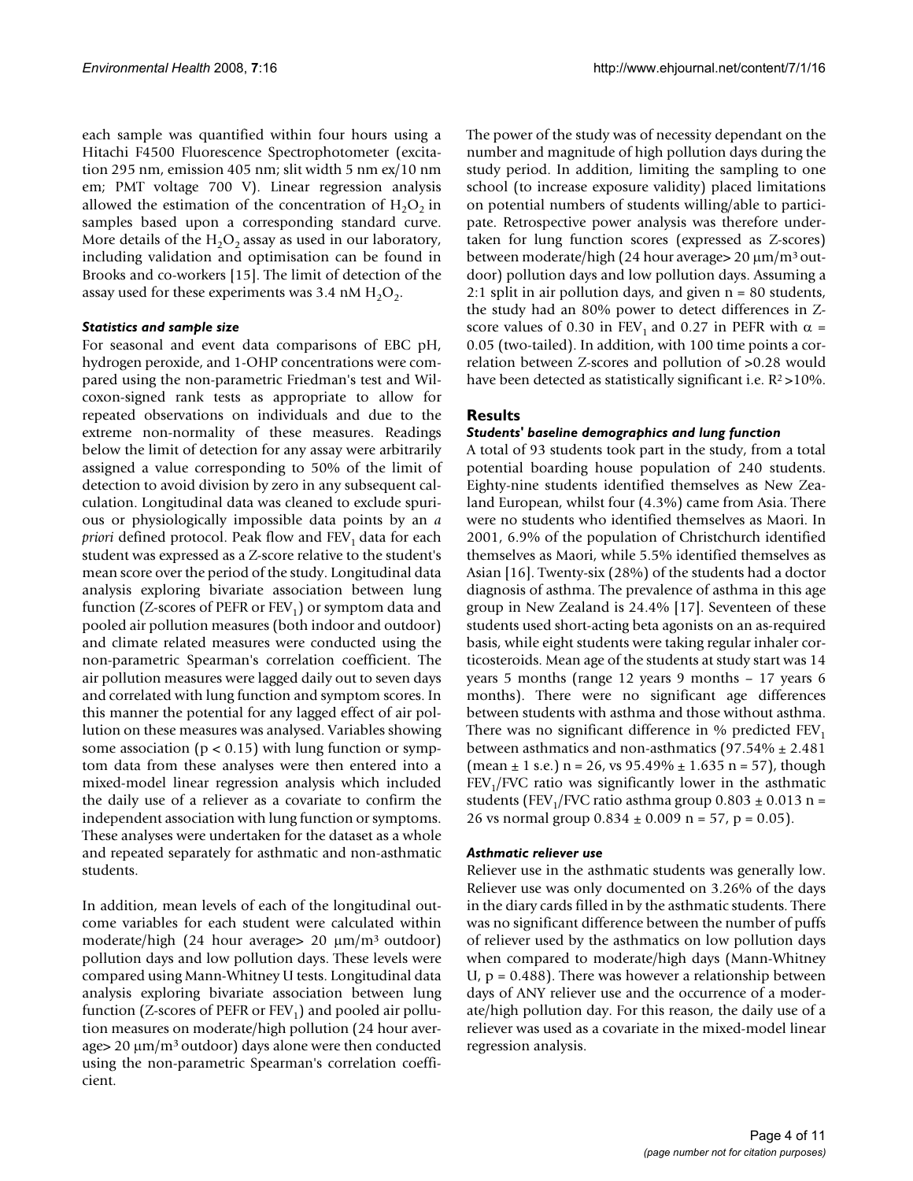each sample was quantified within four hours using a Hitachi F4500 Fluorescence Spectrophotometer (excitation 295 nm, emission 405 nm; slit width 5 nm ex/10 nm em; PMT voltage 700 V). Linear regression analysis allowed the estimation of the concentration of $H_2O_2$ in samples based upon a corresponding standard curve. More details of the $H_2O_2$ assay as used in our laboratory, including validation and optimisation can be found in Brooks and co-workers [15]. The limit of detection of the assay used for these experiments was 3.4 nM $H_2O_2$.

### *Statistics and sample size*

For seasonal and event data comparisons of EBC pH, hydrogen peroxide, and 1-OHP concentrations were compared using the non-parametric Friedman's test and Wilcoxon-signed rank tests as appropriate to allow for repeated observations on individuals and due to the extreme non-normality of these measures. Readings below the limit of detection for any assay were arbitrarily assigned a value corresponding to 50% of the limit of detection to avoid division by zero in any subsequent calculation. Longitudinal data was cleaned to exclude spurious or physiologically impossible data points by an *a priori* defined protocol. Peak flow and $FEV_1$ data for each student was expressed as a Z-score relative to the student's mean score over the period of the study. Longitudinal data analysis exploring bivariate association between lung function (Z-scores of PEFR or $FEV_1$) or symptom data and pooled air pollution measures (both indoor and outdoor) and climate related measures were conducted using the non-parametric Spearman's correlation coefficient. The air pollution measures were lagged daily out to seven days and correlated with lung function and symptom scores. In this manner the potential for any lagged effect of air pollution on these measures was analysed. Variables showing some association ($p < 0.15$) with lung function or symptom data from these analyses were then entered into a mixed-model linear regression analysis which included the daily use of a reliever as a covariate to confirm the independent association with lung function or symptoms. These analyses were undertaken for the dataset as a whole and repeated separately for asthmatic and non-asthmatic students.

In addition, mean levels of each of the longitudinal outcome variables for each student were calculated within moderate/high (24 hour average> 20 μm/m³ outdoor) pollution days and low pollution days. These levels were compared using Mann-Whitney U tests. Longitudinal data analysis exploring bivariate association between lung function (Z-scores of PEFR or $FEV_1$) and pooled air pollution measures on moderate/high pollution (24 hour average> 20 μm/m³ outdoor) days alone were then conducted using the non-parametric Spearman's correlation coefficient.

The power of the study was of necessity dependant on the number and magnitude of high pollution days during the study period. In addition, limiting the sampling to one school (to increase exposure validity) placed limitations on potential numbers of students willing/able to participate. Retrospective power analysis was therefore undertaken for lung function scores (expressed as Z-scores) between moderate/high (24 hour average> 20 μm/m³ outdoor) pollution days and low pollution days. Assuming a 2:1 split in air pollution days, and given n = 80 students, the study had an 80% power to detect differences in Z-score values of 0.30 in $FEV_1$ and 0.27 in PEFR with $\alpha$ = 0.05 (two-tailed). In addition, with 100 time points a correlation between Z-scores and pollution of >0.28 would have been detected as statistically significant i.e. $R^2$ >10%.

## Results

### *Students' baseline demographics and lung function*

A total of 93 students took part in the study, from a total potential boarding house population of 240 students. Eighty-nine students identified themselves as New Zealand European, whilst four (4.3%) came from Asia. There were no students who identified themselves as Maori. In 2001, 6.9% of the population of Christchurch identified themselves as Maori, while 5.5% identified themselves as Asian [16]. Twenty-six (28%) of the students had a doctor diagnosis of asthma. The prevalence of asthma in this age group in New Zealand is 24.4% [17]. Seventeen of these students used short-acting beta agonists on an as-required basis, while eight students were taking regular inhaler corticosteroids. Mean age of the students at study start was 14 years 5 months (range 12 years 9 months – 17 years 6 months). There were no significant age differences between students with asthma and those without asthma. There was no significant difference in % predicted $FEV_1$ between asthmatics and non-asthmatics (97.54% ± 2.481 (mean ± 1 s.e.) n = 26, vs 95.49% ± 1.635 n = 57), though $FEV_1$/FVC ratio was significantly lower in the asthmatic students ($FEV_1$/FVC ratio asthma group 0.803 ± 0.013 n = 26 vs normal group 0.834 ± 0.009 n = 57, p = 0.05).

### *Asthmatic reliever use*

Reliever use in the asthmatic students was generally low. Reliever use was only documented on 3.26% of the days in the diary cards filled in by the asthmatic students. There was no significant difference between the number of puffs of reliever used by the asthmatics on low pollution days when compared to moderate/high days (Mann-Whitney U, p = 0.488). There was however a relationship between days of ANY reliever use and the occurrence of a moderate/high pollution day. For this reason, the daily use of a reliever was used as a covariate in the mixed-model linear regression analysis.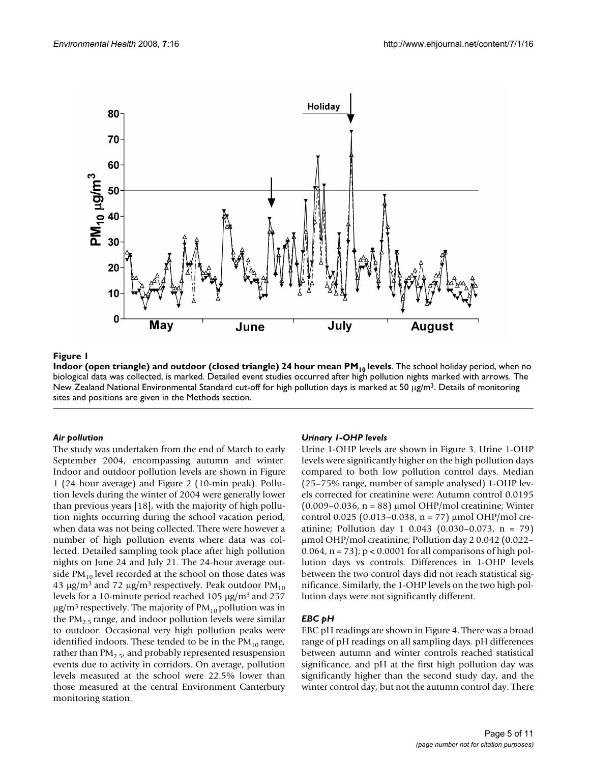**Figure 1**

**Indoor (open triangle) and outdoor (closed triangle) 24 hour mean $PM_{10}$ levels**. The school holiday period, when no biological data was collected, is marked. Detailed event studies occurred after high pollution nights marked with arrows. The New Zealand National Environmental Standard cut-off for high pollution days is marked at 50 μg/m³. Details of monitoring sites and positions are given in the Methods section.

### *Air pollution*

The study was undertaken from the end of March to early September 2004, encompassing autumn and winter. Indoor and outdoor pollution levels are shown in Figure 1 (24 hour average) and Figure 2 (10-min peak). Pollution levels during the winter of 2004 were generally lower than previous years [18], with the majority of high pollution nights occurring during the school vacation period, when data was not being collected. There were however a number of high pollution events where data was collected. Detailed sampling took place after high pollution nights on June 24 and July 21. The 24-hour average outside $PM_{10}$ level recorded at the school on those dates was 43 μg/m³ and 72 μg/m³ respectively. Peak outdoor $PM_{10}$ levels for a 10-minute period reached 105 μg/m³ and 257 μg/m³ respectively. The majority of $PM_{10}$ pollution was in the $PM_{2.5}$ range, and indoor pollution levels were similar to outdoor. Occasional very high pollution peaks were identified indoors. These tended to be in the $PM_{10}$ range, rather than $PM_{2.5}$, and probably represented resuspension events due to activity in corridors. On average, pollution levels measured at the school were 22.5% lower than those measured at the central Environment Canterbury monitoring station.

### *Urinary 1-OHP levels*

Urine 1-OHP levels are shown in Figure 3. Urine 1-OHP levels were significantly higher on the high pollution days compared to both low pollution control days. Median (25–75% range, number of sample analysed) 1-OHP levels corrected for creatinine were: Autumn control 0.0195 (0.009–0.036, n = 88) μmol OHP/mol creatinine; Winter control 0.025 (0.013–0.038, n = 77) μmol OHP/mol creatinine; Pollution day 1 0.043 (0.030–0.073, n = 79) μmol OHP/mol creatinine; Pollution day 2 0.042 (0.022–0.064, n = 73); $p < 0.0001$ for all comparisons of high pollution days vs controls. Differences in 1-OHP levels between the two control days did not reach statistical significance. Similarly, the 1-OHP levels on the two high pollution days were not significantly different.

### *EBC pH*

EBC pH readings are shown in Figure 4. There was a broad range of pH readings on all sampling days. pH differences between autumn and winter controls reached statistical significance, and pH at the first high pollution day was significantly higher than the second study day, and the winter control day, but not the autumn control day. There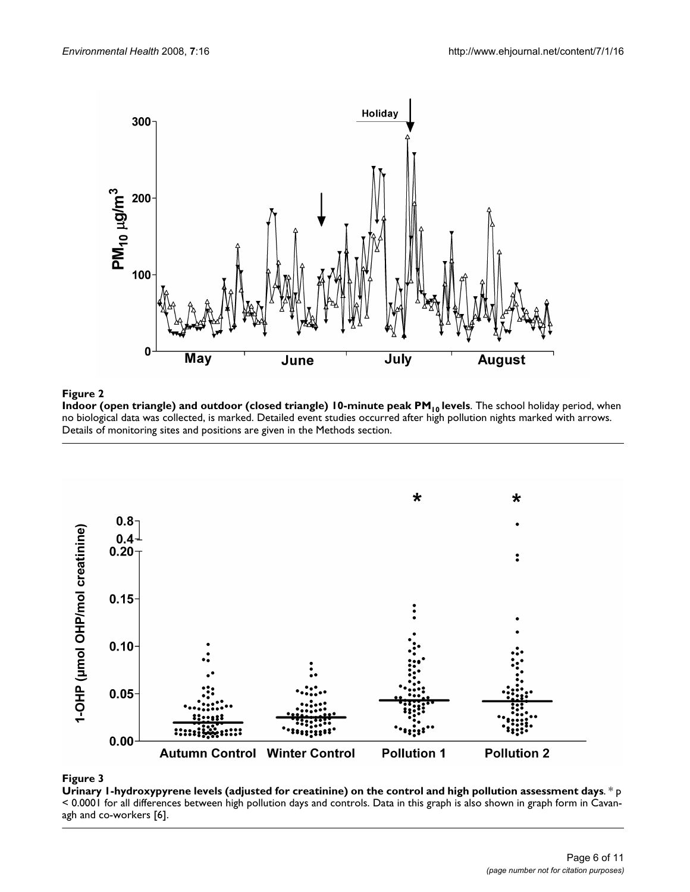**Figure 2**

**Indoor (open triangle) and outdoor (closed triangle) 10-minute peak $PM_{10}$ levels**. The school holiday period, when no biological data was collected, is marked. Detailed event studies occurred after high pollution nights marked with arrows. Details of monitoring sites and positions are given in the Methods section.

**Figure 3**

**Urinary 1-hydroxypyrene levels (adjusted for creatinine) on the control and high pollution assessment days**. * $p < 0.0001$ for all differences between high pollution days and controls. Data in this graph is also shown in graph form in Cavanagh and co-workers [6].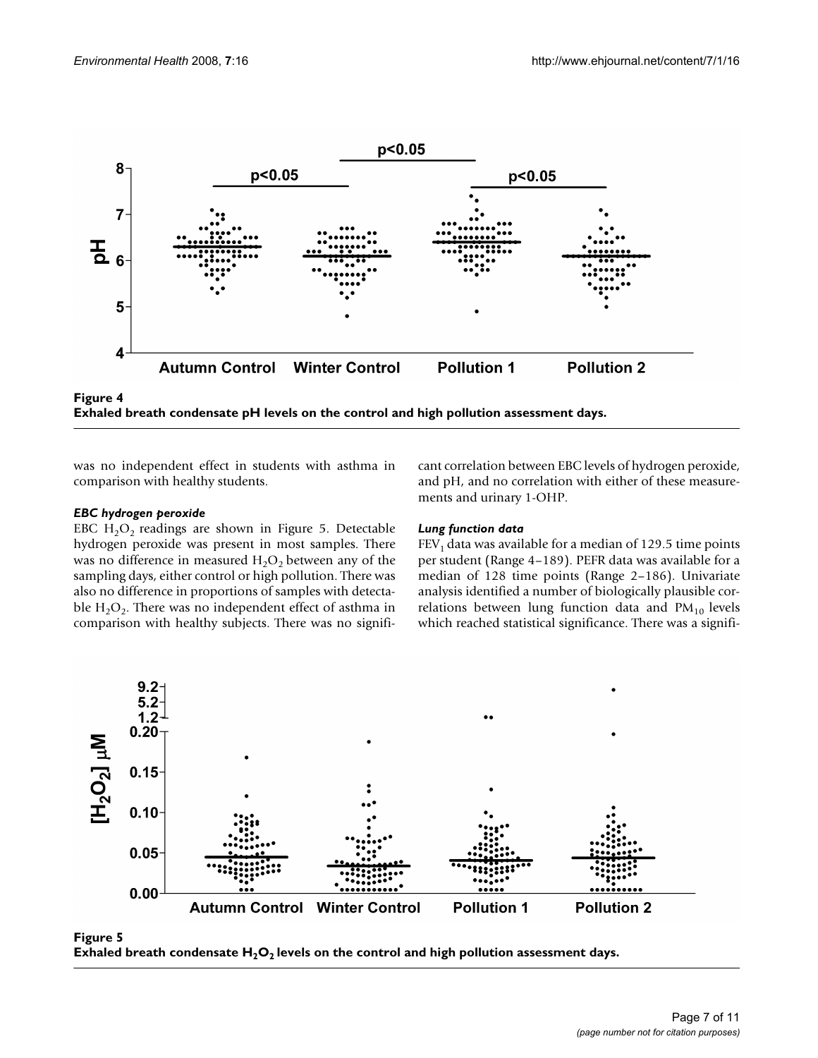Figure 4
**Exhaled breath condensate pH levels on the control and high pollution assessment days.**

was no independent effect in students with asthma in comparison with healthy students.

### *EBC hydrogen peroxide*

EBC $H_2O_2$ readings are shown in Figure 5. Detectable hydrogen peroxide was present in most samples. There was no difference in measured $H_2O_2$ between any of the sampling days, either control or high pollution. There was also no difference in proportions of samples with detectable $H_2O_2$. There was no independent effect of asthma in comparison with healthy subjects. There was no significant correlation between EBC levels of hydrogen peroxide, and pH, and no correlation with either of these measurements and urinary 1-OHP.

### *Lung function data*

$FEV_1$ data was available for a median of 129.5 time points per student (Range 4–189). PEFR data was available for a median of 128 time points (Range 2–186). Univariate analysis identified a number of biologically plausible correlations between lung function data and $PM_{10}$ levels which reached statistical significance. There was a signifi-

Figure 5
**Exhaled breath condensate $H_2O_2$ levels on the control and high pollution assessment days.**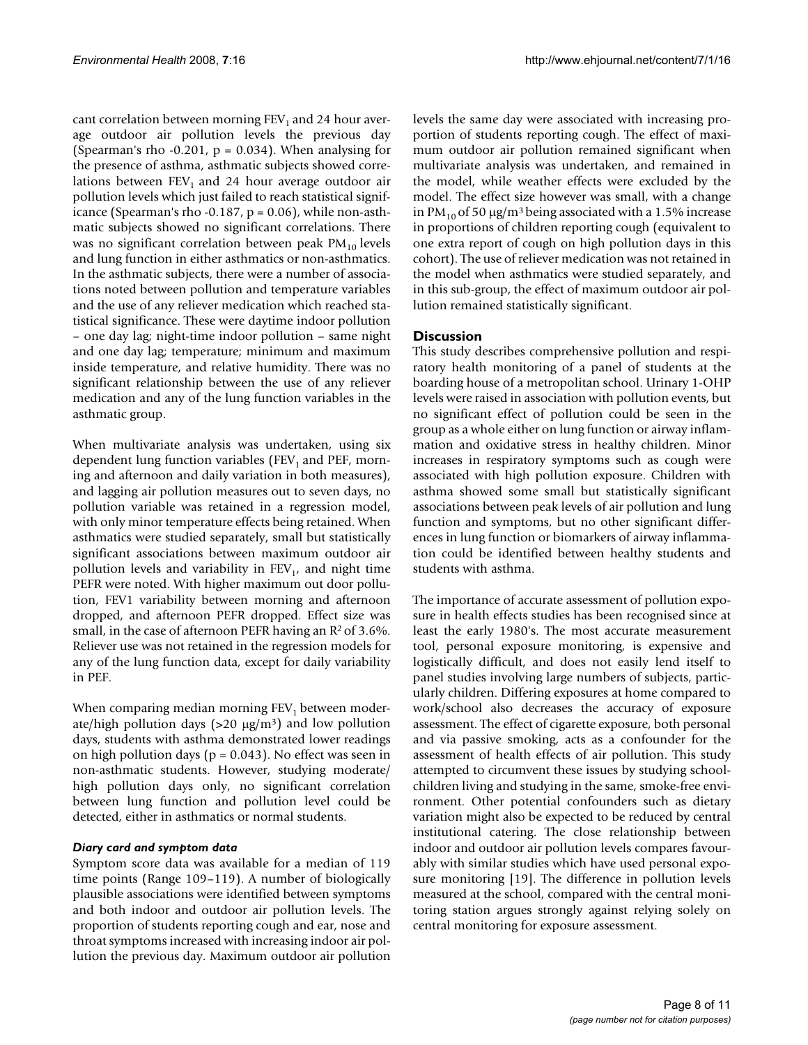cant correlation between morning $FEV_1$ and 24 hour average outdoor air pollution levels the previous day (Spearman's rho -0.201, p = 0.034). When analysing for the presence of asthma, asthmatic subjects showed correlations between $FEV_1$ and 24 hour average outdoor air pollution levels which just failed to reach statistical significance (Spearman's rho -0.187, p = 0.06), while non-asthmatic subjects showed no significant correlations. There was no significant correlation between peak $PM_{10}$ levels and lung function in either asthmatics or non-asthmatics. In the asthmatic subjects, there were a number of associations noted between pollution and temperature variables and the use of any reliever medication which reached statistical significance. These were daytime indoor pollution – one day lag; night-time indoor pollution – same night and one day lag; temperature; minimum and maximum inside temperature, and relative humidity. There was no significant relationship between the use of any reliever medication and any of the lung function variables in the asthmatic group.

When multivariate analysis was undertaken, using six dependent lung function variables ($FEV_1$ and PEF, morning and afternoon and daily variation in both measures), and lagging air pollution measures out to seven days, no pollution variable was retained in a regression model, with only minor temperature effects being retained. When asthmatics were studied separately, small but statistically significant associations between maximum outdoor air pollution levels and variability in $FEV_1$, and night time PEFR were noted. With higher maximum out door pollution, FEV1 variability between morning and afternoon dropped, and afternoon PEFR dropped. Effect size was small, in the case of afternoon PEFR having an $R^2$ of 3.6%. Reliever use was not retained in the regression models for any of the lung function data, except for daily variability in PEF.

When comparing median morning $FEV_1$ between moderate/high pollution days (>20 μg/m³) and low pollution days, students with asthma demonstrated lower readings on high pollution days (p = 0.043). No effect was seen in non-asthmatic students. However, studying moderate/high pollution days only, no significant correlation between lung function and pollution level could be detected, either in asthmatics or normal students.

### *Diary card and symptom data*

Symptom score data was available for a median of 119 time points (Range 109–119). A number of biologically plausible associations were identified between symptoms and both indoor and outdoor air pollution levels. The proportion of students reporting cough and ear, nose and throat symptoms increased with increasing indoor air pollution the previous day. Maximum outdoor air pollution levels the same day were associated with increasing proportion of students reporting cough. The effect of maximum outdoor air pollution remained significant when multivariate analysis was undertaken, and remained in the model, while weather effects were excluded by the model. The effect size however was small, with a change in $PM_{10}$ of 50 μg/m³ being associated with a 1.5% increase in proportions of children reporting cough (equivalent to one extra report of cough on high pollution days in this cohort). The use of reliever medication was not retained in the model when asthmatics were studied separately, and in this sub-group, the effect of maximum outdoor air pollution remained statistically significant.

## Discussion

This study describes comprehensive pollution and respiratory health monitoring of a panel of students at the boarding house of a metropolitan school. Urinary 1-OHP levels were raised in association with pollution events, but no significant effect of pollution could be seen in the group as a whole either on lung function or airway inflammation and oxidative stress in healthy children. Minor increases in respiratory symptoms such as cough were associated with high pollution exposure. Children with asthma showed some small but statistically significant associations between peak levels of air pollution and lung function and symptoms, but no other significant differences in lung function or biomarkers of airway inflammation could be identified between healthy students and students with asthma.

The importance of accurate assessment of pollution exposure in health effects studies has been recognised since at least the early 1980's. The most accurate measurement tool, personal exposure monitoring, is expensive and logistically difficult, and does not easily lend itself to panel studies involving large numbers of subjects, particularly children. Differing exposures at home compared to work/school also decreases the accuracy of exposure assessment. The effect of cigarette exposure, both personal and via passive smoking, acts as a confounder for the assessment of health effects of air pollution. This study attempted to circumvent these issues by studying schoolchildren living and studying in the same, smoke-free environment. Other potential confounders such as dietary variation might also be expected to be reduced by central institutional catering. The close relationship between indoor and outdoor air pollution levels compares favourably with similar studies which have used personal exposure monitoring [19]. The difference in pollution levels measured at the school, compared with the central monitoring station argues strongly against relying solely on central monitoring for exposure assessment.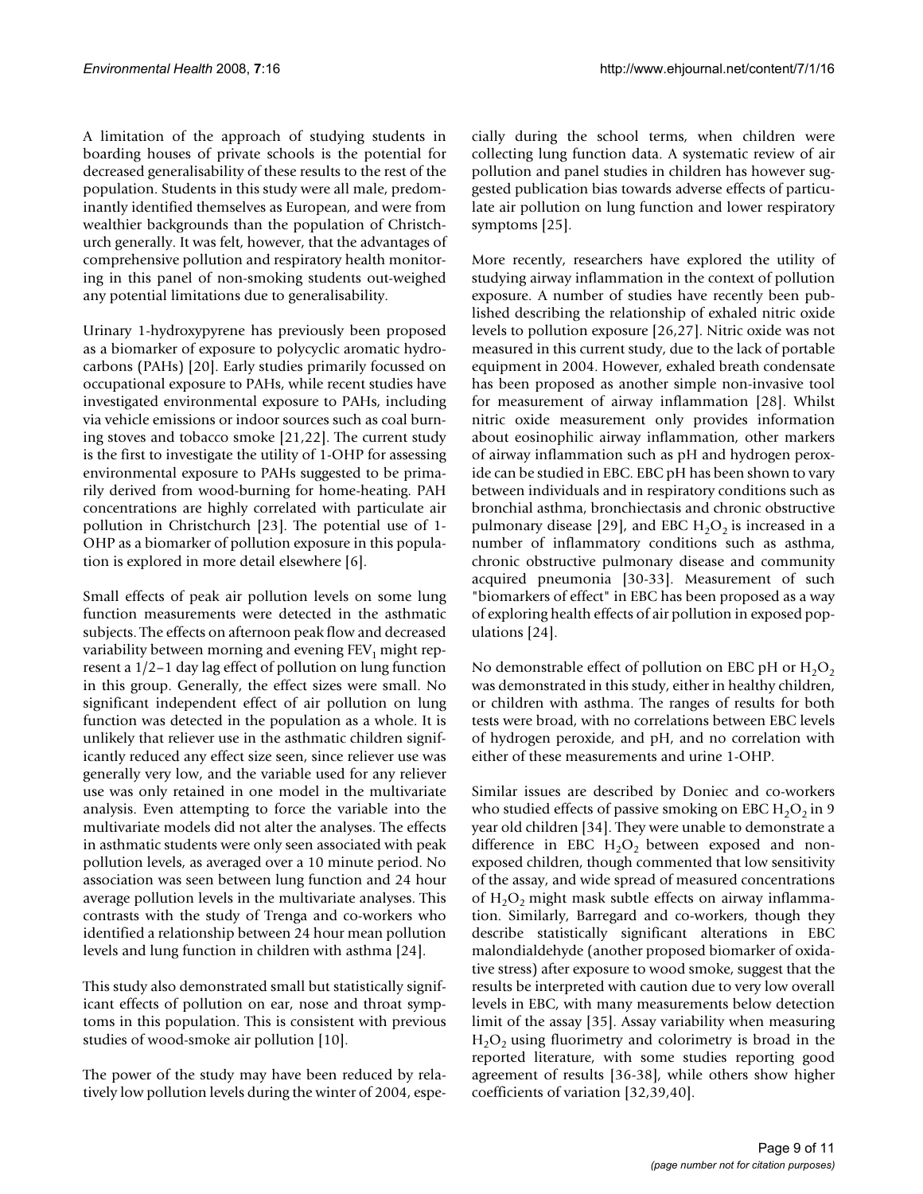A limitation of the approach of studying students in boarding houses of private schools is the potential for decreased generalisability of these results to the rest of the population. Students in this study were all male, predominantly identified themselves as European, and were from wealthier backgrounds than the population of Christchurch generally. It was felt, however, that the advantages of comprehensive pollution and respiratory health monitoring in this panel of non-smoking students out-weighed any potential limitations due to generalisability.

Urinary 1-hydroxypyrene has previously been proposed as a biomarker of exposure to polycyclic aromatic hydrocarbons (PAHs) [20]. Early studies primarily focussed on occupational exposure to PAHs, while recent studies have investigated environmental exposure to PAHs, including via vehicle emissions or indoor sources such as coal burning stoves and tobacco smoke [21,22]. The current study is the first to investigate the utility of 1-OHP for assessing environmental exposure to PAHs suggested to be primarily derived from wood-burning for home-heating. PAH concentrations are highly correlated with particulate air pollution in Christchurch [23]. The potential use of 1-OHP as a biomarker of pollution exposure in this population is explored in more detail elsewhere [6].

Small effects of peak air pollution levels on some lung function measurements were detected in the asthmatic subjects. The effects on afternoon peak flow and decreased variability between morning and evening $FEV_1$ might represent a 1/2–1 day lag effect of pollution on lung function in this group. Generally, the effect sizes were small. No significant independent effect of air pollution on lung function was detected in the population as a whole. It is unlikely that reliever use in the asthmatic children significantly reduced any effect size seen, since reliever use was generally very low, and the variable used for any reliever use was only retained in one model in the multivariate analysis. Even attempting to force the variable into the multivariate models did not alter the analyses. The effects in asthmatic students were only seen associated with peak pollution levels, as averaged over a 10 minute period. No association was seen between lung function and 24 hour average pollution levels in the multivariate analyses. This contrasts with the study of Trenga and co-workers who identified a relationship between 24 hour mean pollution levels and lung function in children with asthma [24].

This study also demonstrated small but statistically significant effects of pollution on ear, nose and throat symptoms in this population. This is consistent with previous studies of wood-smoke air pollution [10].

The power of the study may have been reduced by relatively low pollution levels during the winter of 2004, especially during the school terms, when children were collecting lung function data. A systematic review of air pollution and panel studies in children has however suggested publication bias towards adverse effects of particulate air pollution on lung function and lower respiratory symptoms [25].

More recently, researchers have explored the utility of studying airway inflammation in the context of pollution exposure. A number of studies have recently been published describing the relationship of exhaled nitric oxide levels to pollution exposure [26,27]. Nitric oxide was not measured in this current study, due to the lack of portable equipment in 2004. However, exhaled breath condensate has been proposed as another simple non-invasive tool for measurement of airway inflammation [28]. Whilst nitric oxide measurement only provides information about eosinophilic airway inflammation, other markers of airway inflammation such as pH and hydrogen peroxide can be studied in EBC. EBC pH has been shown to vary between individuals and in respiratory conditions such as bronchial asthma, bronchiectasis and chronic obstructive pulmonary disease [29], and EBC $H_2O_2$ is increased in a number of inflammatory conditions such as asthma, chronic obstructive pulmonary disease and community acquired pneumonia [30-33]. Measurement of such "biomarkers of effect" in EBC has been proposed as a way of exploring health effects of air pollution in exposed populations [24].

No demonstrable effect of pollution on EBC pH or $H_2O_2$ was demonstrated in this study, either in healthy children, or children with asthma. The ranges of results for both tests were broad, with no correlations between EBC levels of hydrogen peroxide, and pH, and no correlation with either of these measurements and urine 1-OHP.

Similar issues are described by Doniec and co-workers who studied effects of passive smoking on EBC $H_2O_2$ in 9 year old children [34]. They were unable to demonstrate a difference in EBC $H_2O_2$ between exposed and non-exposed children, though commented that low sensitivity of the assay, and wide spread of measured concentrations of $H_2O_2$ might mask subtle effects on airway inflammation. Similarly, Barregard and co-workers, though they describe statistically significant alterations in EBC malondialdehyde (another proposed biomarker of oxidative stress) after exposure to wood smoke, suggest that the results be interpreted with caution due to very low overall levels in EBC, with many measurements below detection limit of the assay [35]. Assay variability when measuring $H_2O_2$ using fluorimetry and colorimetry is broad in the reported literature, with some studies reporting good agreement of results [36-38], while others show higher coefficients of variation [32,39,40].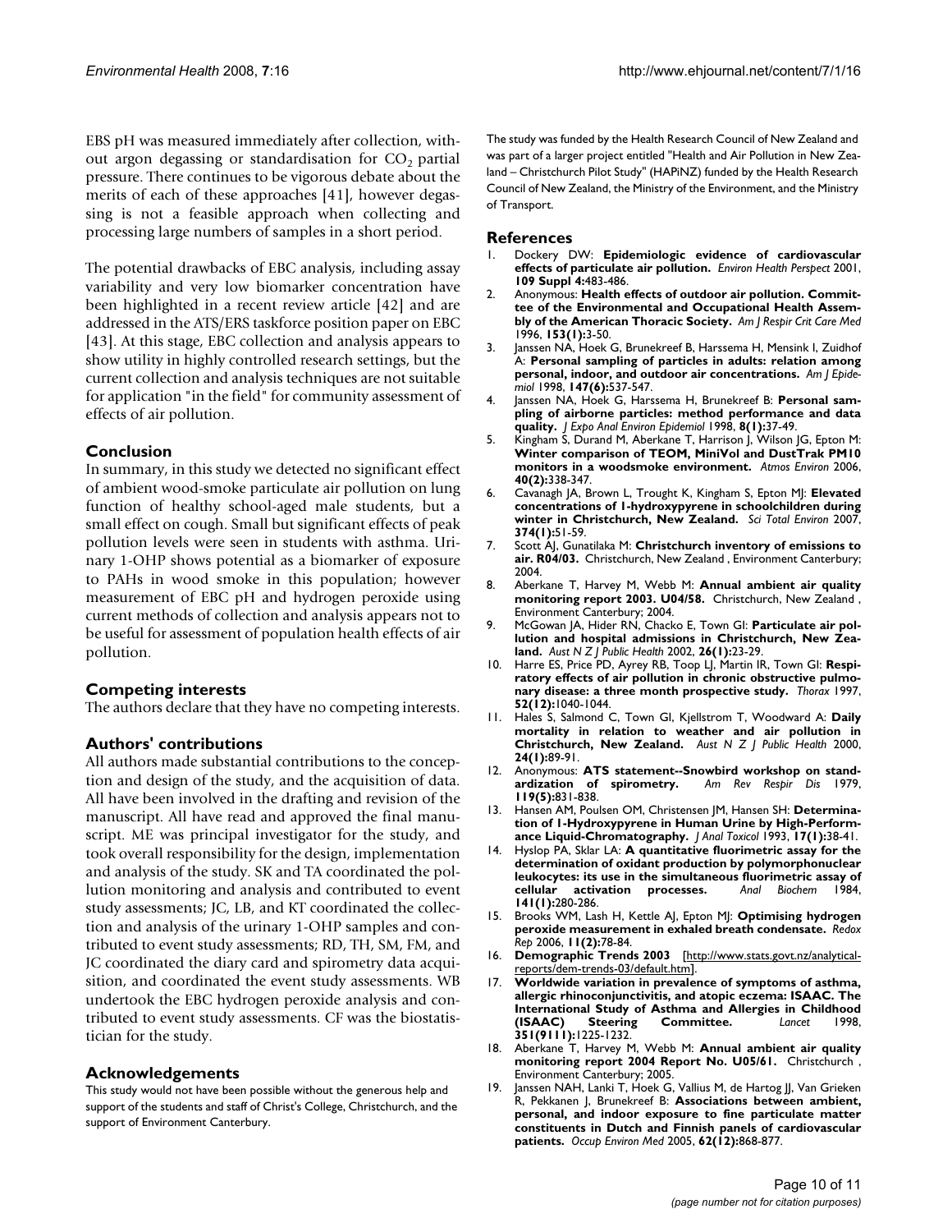EBS pH was measured immediately after collection, without argon degassing or standardisation for $CO_2$ partial pressure. There continues to be vigorous debate about the merits of each of these approaches [41], however degassing is not a feasible approach when collecting and processing large numbers of samples in a short period.

The potential drawbacks of EBC analysis, including assay variability and very low biomarker concentration have been highlighted in a recent review article [42] and are addressed in the ATS/ERS taskforce position paper on EBC [43]. At this stage, EBC collection and analysis appears to show utility in highly controlled research settings, but the current collection and analysis techniques are not suitable for application "in the field" for community assessment of effects of air pollution.

## Conclusion

In summary, in this study we detected no significant effect of ambient wood-smoke particulate air pollution on lung function of healthy school-aged male students, but a small effect on cough. Small but significant effects of peak pollution levels were seen in students with asthma. Urinary 1-OHP shows potential as a biomarker of exposure to PAHs in wood smoke in this population; however measurement of EBC pH and hydrogen peroxide using current methods of collection and analysis appears not to be useful for assessment of population health effects of air pollution.

## Competing interests

The authors declare that they have no competing interests.

## Authors' contributions

All authors made substantial contributions to the conception and design of the study, and the acquisition of data. All have been involved in the drafting and revision of the manuscript. All have read and approved the final manuscript. ME was principal investigator for the study, and took overall responsibility for the design, implementation and analysis of the study. SK and TA coordinated the pollution monitoring and analysis and contributed to event study assessments; JC, LB, and KT coordinated the collection and analysis of the urinary 1-OHP samples and contributed to event study assessments; RD, TH, SM, FM, and JC coordinated the diary card and spirometry data acquisition, and coordinated the event study assessments. WB undertook the EBC hydrogen peroxide analysis and contributed to event study assessments. CF was the biostatistician for the study.

## Acknowledgements

This study would not have been possible without the generous help and support of the students and staff of Christ's College, Christchurch, and the support of Environment Canterbury.

The study was funded by the Health Research Council of New Zealand and was part of a larger project entitled "Health and Air Pollution in New Zealand – Christchurch Pilot Study" (HAPiNZ) funded by the Health Research Council of New Zealand, the Ministry of the Environment, and the Ministry of Transport.

## References

1. Dockery DW: **Epidemiologic evidence of cardiovascular effects of particulate air pollution.** *Environ Health Perspect* 2001, **109 Suppl 4:**483-486.
2. Anonymous: **Health effects of outdoor air pollution. Committee of the Environmental and Occupational Health Assembly of the American Thoracic Society.** *Am J Respir Crit Care Med* 1996, **153(1):**3-50.
3. Janssen NA, Hoek G, Brunekreef B, Harssema H, Mensink I, Zuidhof A: **Personal sampling of particles in adults: relation among personal, indoor, and outdoor air concentrations.** *Am J Epidemiol* 1998, **147(6):**537-547.
4. Janssen NA, Hoek G, Harssema H, Brunekreef B: **Personal sampling of airborne particles: method performance and data quality.** *J Expo Anal Environ Epidemiol* 1998, **8(1):**37-49.
5. Kingham S, Durand M, Aberkane T, Harrison J, Wilson JG, Epton M: **Winter comparison of TEOM, MiniVol and DustTrak PM10 monitors in a woodsmoke environment.** *Atmos Environ* 2006, **40(2):**338-347.
6. Cavanagh JA, Brown L, Trought K, Kingham S, Epton MJ: **Elevated concentrations of 1-hydroxypyrene in schoolchildren during winter in Christchurch, New Zealand.** *Sci Total Environ* 2007, **374(1):**51-59.
7. Scott AJ, Gunatilaka M: **Christchurch inventory of emissions to air. R04/03.** Christchurch, New Zealand , Environment Canterbury; 2004.
8. Aberkane T, Harvey M, Webb M: **Annual ambient air quality monitoring report 2003. U04/58.** Christchurch, New Zealand , Environment Canterbury; 2004.
9. McGowan JA, Hider RN, Chacko E, Town GI: **Particulate air pollution and hospital admissions in Christchurch, New Zealand.** *Aust N Z J Public Health* 2002, **26(1):**23-29.
10. Harre ES, Price PD, Ayrey RB, Toop LJ, Martin IR, Town GI: **Respiratory effects of air pollution in chronic obstructive pulmonary disease: a three month prospective study.** *Thorax* 1997, **52(12):**1040-1044.
11. Hales S, Salmond C, Town GI, Kjellstrom T, Woodward A: **Daily mortality in relation to weather and air pollution in Christchurch, New Zealand.** *Aust N Z J Public Health* 2000, **24(1):**89-91.
12. Anonymous: **ATS statement--Snowbird workshop on standardization of spirometry.** *Am Rev Respir Dis* 1979, **119(5):**831-838.
13. Hansen AM, Poulsen OM, Christensen JM, Hansen SH: **Determination of 1-Hydroxypyrene in Human Urine by High-Performance Liquid-Chromatography.** *J Anal Toxicol* 1993, **17(1):**38-41.
14. Hyslop PA, Sklar LA: **A quantitative fluorimetric assay for the determination of oxidant production by polymorphonuclear leukocytes: its use in the simultaneous fluorimetric assay of cellular activation processes.** *Anal Biochem* 1984, **141(1):**280-286.
15. Brooks WM, Lash H, Kettle AJ, Epton MJ: **Optimising hydrogen peroxide measurement in exhaled breath condensate.** *Redox Rep* 2006, **11(2):**78-84.
16. **Demographic Trends 2003** [http://www.stats.govt.nz/analytical-reports/dem-trends-03/default.htm].
17. **Worldwide variation in prevalence of symptoms of asthma, allergic rhinoconjunctivitis, and atopic eczema: ISAAC. The International Study of Asthma and Allergies in Childhood (ISAAC) Steering Committee.** *Lancet* 1998, **351(9111):**1225-1232.
18. Aberkane T, Harvey M, Webb M: **Annual ambient air quality monitoring report 2004 Report No. U05/61.** Christchurch , Environment Canterbury; 2005.
19. Janssen NAH, Lanki T, Hoek G, Vallius M, de Hartog JJ, Van Grieken R, Pekkanen J, Brunekreef B: **Associations between ambient, personal, and indoor exposure to fine particulate matter constituents in Dutch and Finnish panels of cardiovascular patients.** *Occup Environ Med* 2005, **62(12):**868-877.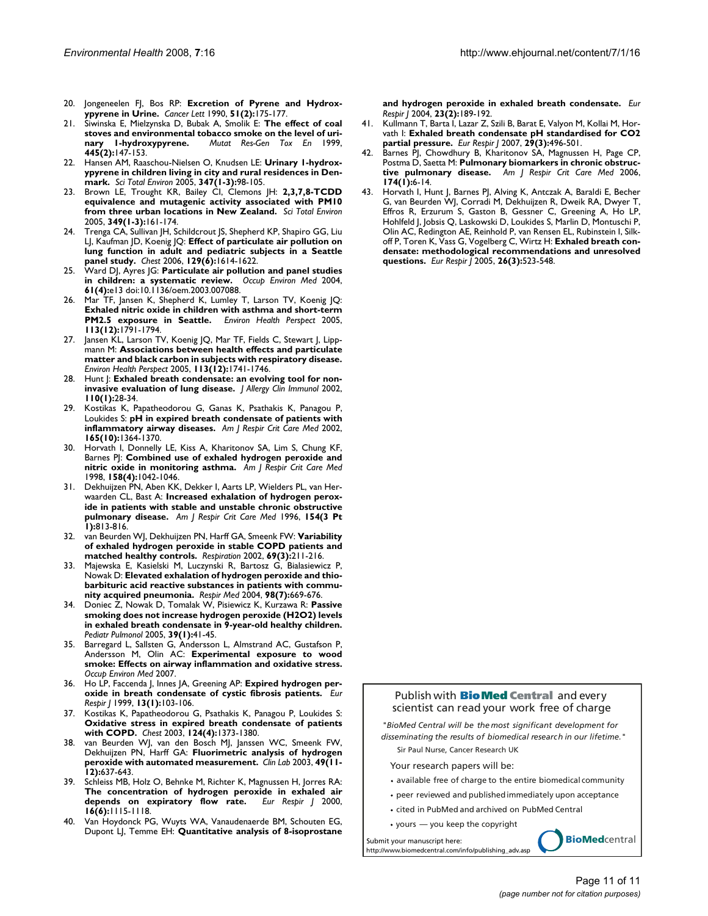20. Jongeneelen FJ, Bos RP: **Excretion of Pyrene and Hydroxypyrene in Urine.** *Cancer Lett* 1990, **51(2):**175-177.
21. Siwinska E, Mielzynska D, Bubak A, Smolik E: **The effect of coal stoves and environmental tobacco smoke on the level of urinary 1-hydroxypyrene.** *Mutat Res-Gen Tox En* 1999, **445(2):**147-153.
22. Hansen AM, Raaschou-Nielsen O, Knudsen LE: **Urinary 1-hydroxypyrene in children living in city and rural residences in Denmark.** *Sci Total Environ* 2005, **347(1-3):**98-105.
23. Brown LE, Trought KR, Bailey CI, Clemons JH: **2,3,7,8-TCDD equivalence and mutagenic activity associated with PM10 from three urban locations in New Zealand.** *Sci Total Environ* 2005, **349(1-3):**161-174.
24. Trenga CA, Sullivan JH, Schildcrout JS, Shepherd KP, Shapiro GG, Liu LJ, Kaufman JD, Koenig JQ: **Effect of particulate air pollution on lung function in adult and pediatric subjects in a Seattle panel study.** *Chest* 2006, **129(6):**1614-1622.
25. Ward DJ, Ayres JG: **Particulate air pollution and panel studies in children: a systematic review.** *Occup Environ Med* 2004, **61(4):**e13 doi:10.1136/oem.2003.007088.
26. Mar TF, Jansen K, Shepherd K, Lumley T, Larson TV, Koenig JQ: **Exhaled nitric oxide in children with asthma and short-term PM2.5 exposure in Seattle.** *Environ Health Perspect* 2005, **113(12):**1791-1794.
27. Jansen KL, Larson TV, Koenig JQ, Mar TF, Fields C, Stewart J, Lippmann M: **Associations between health effects and particulate matter and black carbon in subjects with respiratory disease.** *Environ Health Perspect* 2005, **113(12):**1741-1746.
28. Hunt J: **Exhaled breath condensate: an evolving tool for noninvasive evaluation of lung disease.** *J Allergy Clin Immunol* 2002, **110(1):**28-34.
29. Kostikas K, Papatheodorou G, Ganas K, Psathakis K, Panagou P, Loukides S: **pH in expired breath condensate of patients with inflammatory airway diseases.** *Am J Respir Crit Care Med* 2002, **165(10):**1364-1370.
30. Horvath I, Donnelly LE, Kiss A, Kharitonov SA, Lim S, Chung KF, Barnes PJ: **Combined use of exhaled hydrogen peroxide and nitric oxide in monitoring asthma.** *Am J Respir Crit Care Med* 1998, **158(4):**1042-1046.
31. Dekhuijzen PN, Aben KK, Dekker I, Aarts LP, Wielders PL, van Herwaarden CL, Bast A: **Increased exhalation of hydrogen peroxide in patients with stable and unstable chronic obstructive pulmonary disease.** *Am J Respir Crit Care Med* 1996, **154(3 Pt 1):**813-816.
32. van Beurden WJ, Dekhuijzen PN, Harff GA, Smeenk FW: **Variability of exhaled hydrogen peroxide in stable COPD patients and matched healthy controls.** *Respiration* 2002, **69(3):**211-216.
33. Majewska E, Kasielski M, Luczynski R, Bartosz G, Bialasiewicz P, Nowak D: **Elevated exhalation of hydrogen peroxide and thiobarbituric acid reactive substances in patients with community acquired pneumonia.** *Respir Med* 2004, **98(7):**669-676.
34. Doniec Z, Nowak D, Tomalak W, Pisiewicz K, Kurzawa R: **Passive smoking does not increase hydrogen peroxide (H2O2) levels in exhaled breath condensate in 9-year-old healthy children.** *Pediatr Pulmonol* 2005, **39(1):**41-45.
35. Barregard L, Sallsten G, Andersson L, Almstrand AC, Gustafson P, Andersson M, Olin AC: **Experimental exposure to wood smoke: Effects on airway inflammation and oxidative stress.** *Occup Environ Med* 2007.
36. Ho LP, Faccenda J, Innes JA, Greening AP: **Expired hydrogen peroxide in breath condensate of cystic fibrosis patients.** *Eur Respir J* 1999, **13(1):**103-106.
37. Kostikas K, Papatheodorou G, Psathakis K, Panagou P, Loukides S: **Oxidative stress in expired breath condensate of patients with COPD.** *Chest* 2003, **124(4):**1373-1380.
38. van Beurden WJ, van den Bosch MJ, Janssen WC, Smeenk FW, Dekhuijzen PN, Harff GA: **Fluorimetric analysis of hydrogen peroxide with automated measurement.** *Clin Lab* 2003, **49(11-12):**637-643.
39. Schleiss MB, Holz O, Behnke M, Richter K, Magnussen H, Jorres RA: **The concentration of hydrogen peroxide in exhaled air depends on expiratory flow rate.** *Eur Respir J* 2000, **16(6):**1115-1118.
40. Van Hoydonck PG, Wuyts WA, Vanaudenaerde BM, Schouten EG, Dupont LJ, Temme EH: **Quantitative analysis of 8-isoprostane and hydrogen peroxide in exhaled breath condensate.** *Eur Respir J* 2004, **23(2):**189-192.
41. Kullmann T, Barta I, Lazar Z, Szili B, Barat E, Valyon M, Kollai M, Horvath I: **Exhaled breath condensate pH standardised for CO2 partial pressure.** *Eur Respir J* 2007, **29(3):**496-501.
42. Barnes PJ, Chowdhury B, Kharitonov SA, Magnussen H, Page CP, Postma D, Saetta M: **Pulmonary biomarkers in chronic obstructive pulmonary disease.** *Am J Respir Crit Care Med* 2006, **174(1):**6-14.
43. Horvath I, Hunt J, Barnes PJ, Alving K, Antczak A, Baraldi E, Becher G, van Beurden WJ, Corradi M, Dekhuijzen R, Dweik RA, Dwyer T, Effros R, Erzurum S, Gaston B, Gessner C, Greening A, Ho LP, Hohlfeld J, Jobsis Q, Laskowski D, Loukides S, Marlin D, Montuschi P, Olin AC, Redington AE, Reinhold P, van Rensen EL, Rubinstein I, Silkoff P, Toren K, Vass G, Vogelberg C, Wirtz H: **Exhaled breath condensate: methodological recommendations and unresolved questions.** *Eur Respir J* 2005, **26(3):**523-548.

Publish with **BioMed Central** and every scientist can read your work free of charge

*"BioMed Central will be the most significant development for disseminating the results of biomedical research in our lifetime."*

Sir Paul Nurse, Cancer Research UK

Your research papers will be:

- available free of charge to the entire biomedical community
- peer reviewed and published immediately upon acceptance
- cited in PubMed and archived on PubMed Central
- yours — you keep the copyright

Submit your manuscript here:
http://www.biomedcentral.com/info/publishing_adv.asp

BioMedcentral